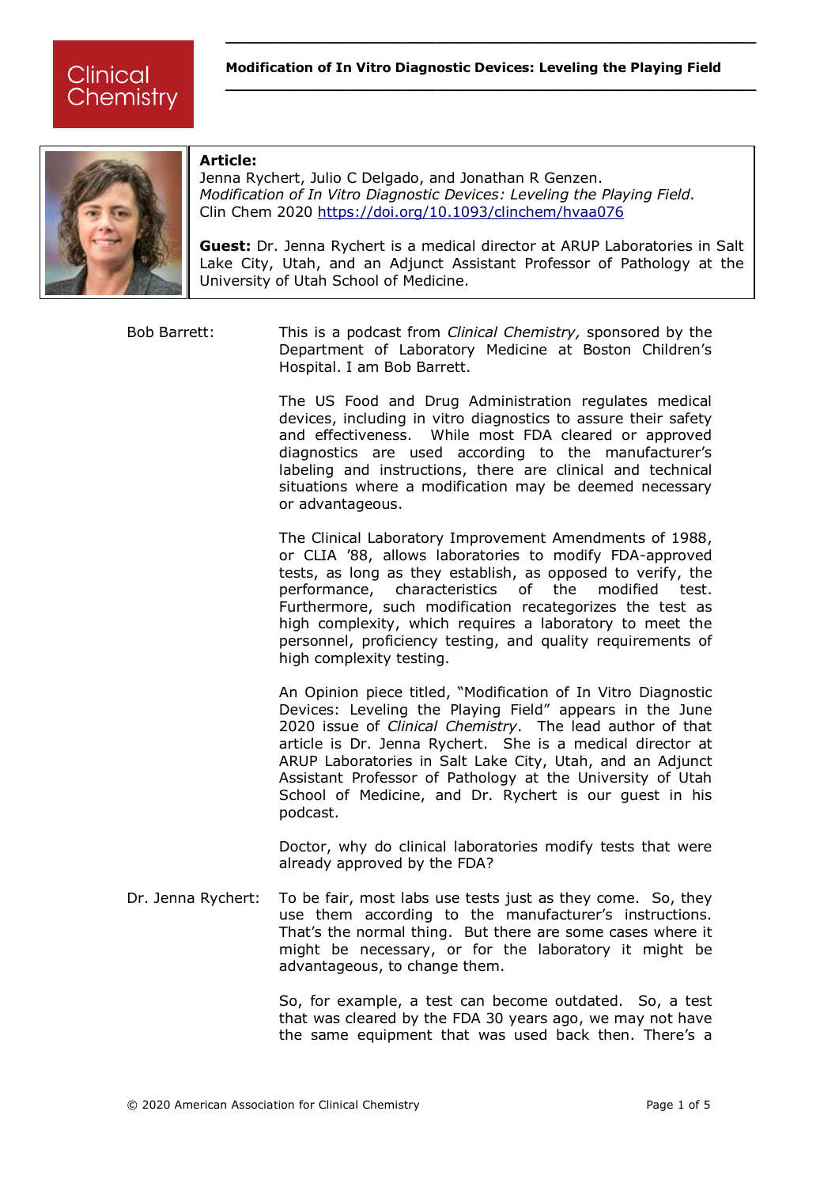**Modification of In Vitro Diagnostic Devices: Leveling the Playing Field**

**Article:**
Jenna Rychert, Julio C Delgado, and Jonathan R Genzen.
*Modification of In Vitro Diagnostic Devices: Leveling the Playing Field.*
Clin Chem 2020 https://doi.org/10.1093/clinchem/hvaa076

**Guest:** Dr. Jenna Rychert is a medical director at ARUP Laboratories in Salt Lake City, Utah, and an Adjunct Assistant Professor of Pathology at the University of Utah School of Medicine.

**Bob Barrett:** This is a podcast from *Clinical Chemistry,* sponsored by the Department of Laboratory Medicine at Boston Children's Hospital. I am Bob Barrett.

The US Food and Drug Administration regulates medical devices, including in vitro diagnostics to assure their safety and effectiveness. While most FDA cleared or approved diagnostics are used according to the manufacturer's labeling and instructions, there are clinical and technical situations where a modification may be deemed necessary or advantageous.

The Clinical Laboratory Improvement Amendments of 1988, or CLIA '88, allows laboratories to modify FDA-approved tests, as long as they establish, as opposed to verify, the performance, characteristics of the modified test. Furthermore, such modification recategorizes the test as high complexity, which requires a laboratory to meet the personnel, proficiency testing, and quality requirements of high complexity testing.

An Opinion piece titled, "Modification of In Vitro Diagnostic Devices: Leveling the Playing Field" appears in the June 2020 issue of *Clinical Chemistry*. The lead author of that article is Dr. Jenna Rychert. She is a medical director at ARUP Laboratories in Salt Lake City, Utah, and an Adjunct Assistant Professor of Pathology at the University of Utah School of Medicine, and Dr. Rychert is our guest in his podcast.

Doctor, why do clinical laboratories modify tests that were already approved by the FDA?

**Dr. Jenna Rychert:** To be fair, most labs use tests just as they come. So, they use them according to the manufacturer's instructions. That's the normal thing. But there are some cases where it might be necessary, or for the laboratory it might be advantageous, to change them.

So, for example, a test can become outdated. So, a test that was cleared by the FDA 30 years ago, we may not have the same equipment that was used back then. There's a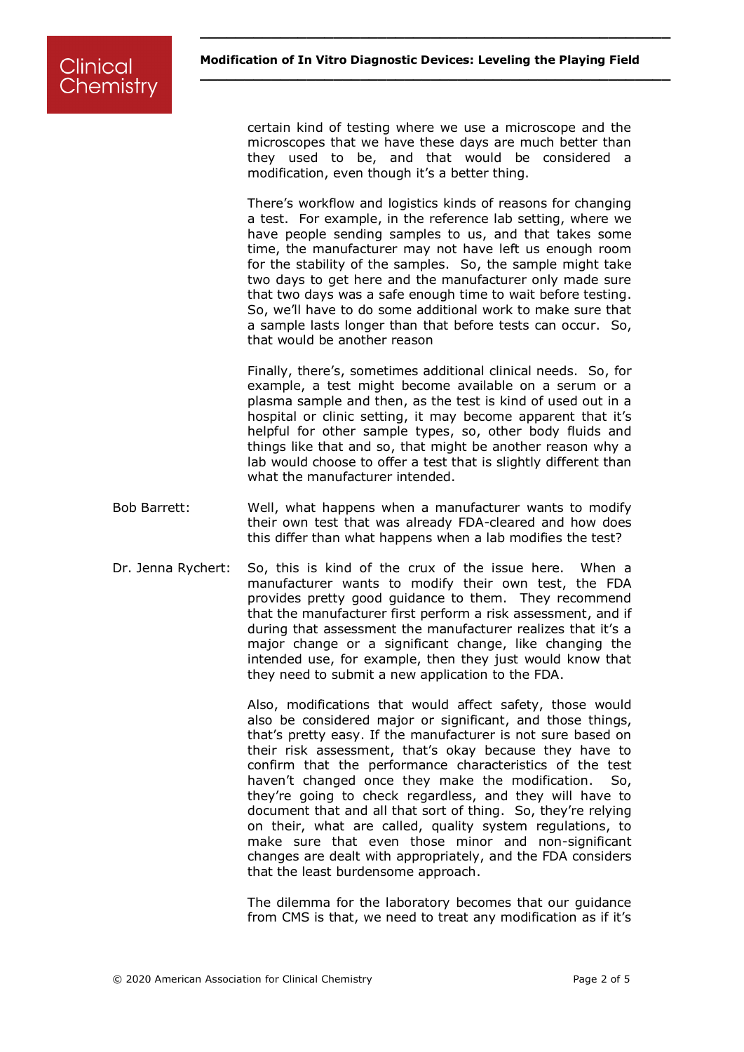certain kind of testing where we use a microscope and the microscopes that we have these days are much better than they used to be, and that would be considered a modification, even though it's a better thing.

There's workflow and logistics kinds of reasons for changing a test. For example, in the reference lab setting, where we have people sending samples to us, and that takes some time, the manufacturer may not have left us enough room for the stability of the samples. So, the sample might take two days to get here and the manufacturer only made sure that two days was a safe enough time to wait before testing. So, we'll have to do some additional work to make sure that a sample lasts longer than that before tests can occur. So, that would be another reason

Finally, there's, sometimes additional clinical needs. So, for example, a test might become available on a serum or a plasma sample and then, as the test is kind of used out in a hospital or clinic setting, it may become apparent that it's helpful for other sample types, so, other body fluids and things like that and so, that might be another reason why a lab would choose to offer a test that is slightly different than what the manufacturer intended.

**Bob Barrett:** Well, what happens when a manufacturer wants to modify their own test that was already FDA-cleared and how does this differ than what happens when a lab modifies the test?

**Dr. Jenna Rychert:** So, this is kind of the crux of the issue here. When a manufacturer wants to modify their own test, the FDA provides pretty good guidance to them. They recommend that the manufacturer first perform a risk assessment, and if during that assessment the manufacturer realizes that it's a major change or a significant change, like changing the intended use, for example, then they just would know that they need to submit a new application to the FDA.

Also, modifications that would affect safety, those would also be considered major or significant, and those things, that's pretty easy. If the manufacturer is not sure based on their risk assessment, that's okay because they have to confirm that the performance characteristics of the test haven't changed once they make the modification. So, they're going to check regardless, and they will have to document that and all that sort of thing. So, they're relying on their, what are called, quality system regulations, to make sure that even those minor and non-significant changes are dealt with appropriately, and the FDA considers that the least burdensome approach.

The dilemma for the laboratory becomes that our guidance from CMS is that, we need to treat any modification as if it's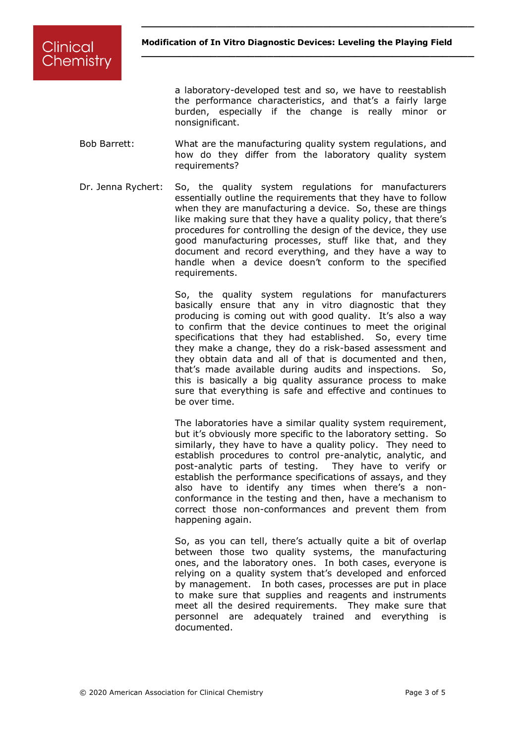a laboratory-developed test and so, we have to reestablish the performance characteristics, and that's a fairly large burden, especially if the change is really minor or nonsignificant.

**Bob Barrett:** What are the manufacturing quality system regulations, and how do they differ from the laboratory quality system requirements?

**Dr. Jenna Rychert:** So, the quality system regulations for manufacturers essentially outline the requirements that they have to follow when they are manufacturing a device. So, these are things like making sure that they have a quality policy, that there's procedures for controlling the design of the device, they use good manufacturing processes, stuff like that, and they document and record everything, and they have a way to handle when a device doesn't conform to the specified requirements.

So, the quality system regulations for manufacturers basically ensure that any in vitro diagnostic that they producing is coming out with good quality. It's also a way to confirm that the device continues to meet the original specifications that they had established. So, every time they make a change, they do a risk-based assessment and they obtain data and all of that is documented and then, that's made available during audits and inspections. So, this is basically a big quality assurance process to make sure that everything is safe and effective and continues to be over time.

The laboratories have a similar quality system requirement, but it's obviously more specific to the laboratory setting. So similarly, they have to have a quality policy. They need to establish procedures to control pre-analytic, analytic, and post-analytic parts of testing. They have to verify or establish the performance specifications of assays, and they also have to identify any times when there's a non-conformance in the testing and then, have a mechanism to correct those non-conformances and prevent them from happening again.

So, as you can tell, there's actually quite a bit of overlap between those two quality systems, the manufacturing ones, and the laboratory ones. In both cases, everyone is relying on a quality system that's developed and enforced by management. In both cases, processes are put in place to make sure that supplies and reagents and instruments meet all the desired requirements. They make sure that personnel are adequately trained and everything is documented.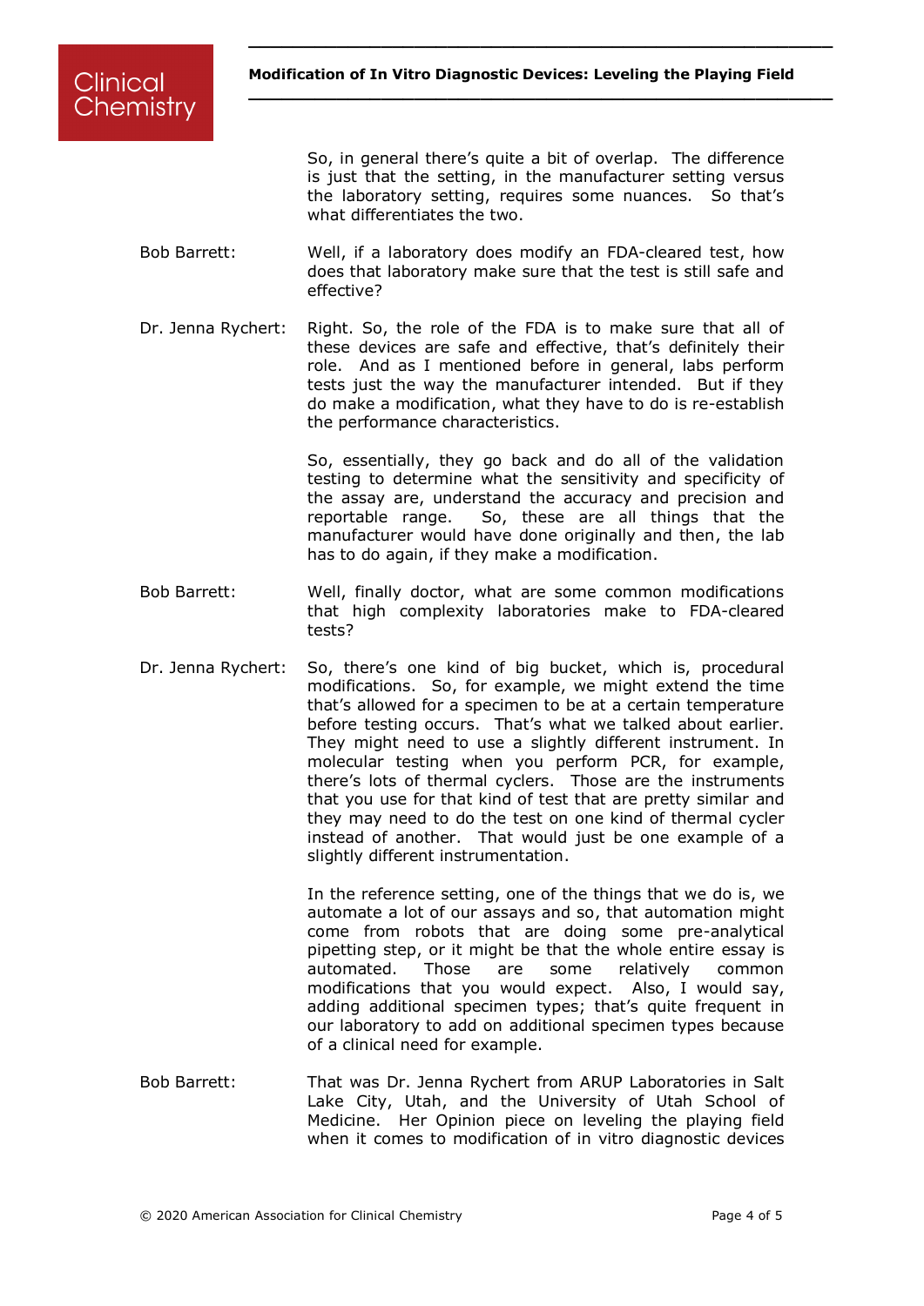So, in general there's quite a bit of overlap. The difference is just that the setting, in the manufacturer setting versus the laboratory setting, requires some nuances. So that's what differentiates the two.

**Bob Barrett:** Well, if a laboratory does modify an FDA-cleared test, how does that laboratory make sure that the test is still safe and effective?

**Dr. Jenna Rychert:** Right. So, the role of the FDA is to make sure that all of these devices are safe and effective, that's definitely their role. And as I mentioned before in general, labs perform tests just the way the manufacturer intended. But if they do make a modification, what they have to do is re-establish the performance characteristics.

So, essentially, they go back and do all of the validation testing to determine what the sensitivity and specificity of the assay are, understand the accuracy and precision and reportable range. So, these are all things that the manufacturer would have done originally and then, the lab has to do again, if they make a modification.

**Bob Barrett:** Well, finally doctor, what are some common modifications that high complexity laboratories make to FDA-cleared tests?

**Dr. Jenna Rychert:** So, there's one kind of big bucket, which is, procedural modifications. So, for example, we might extend the time that's allowed for a specimen to be at a certain temperature before testing occurs. That's what we talked about earlier. They might need to use a slightly different instrument. In molecular testing when you perform PCR, for example, there's lots of thermal cyclers. Those are the instruments that you use for that kind of test that are pretty similar and they may need to do the test on one kind of thermal cycler instead of another. That would just be one example of a slightly different instrumentation.

In the reference setting, one of the things that we do is, we automate a lot of our assays and so, that automation might come from robots that are doing some pre-analytical pipetting step, or it might be that the whole entire essay is automated. Those are some relatively common modifications that you would expect. Also, I would say, adding additional specimen types; that's quite frequent in our laboratory to add on additional specimen types because of a clinical need for example.

**Bob Barrett:** That was Dr. Jenna Rychert from ARUP Laboratories in Salt Lake City, Utah, and the University of Utah School of Medicine. Her Opinion piece on leveling the playing field when it comes to modification of in vitro diagnostic devices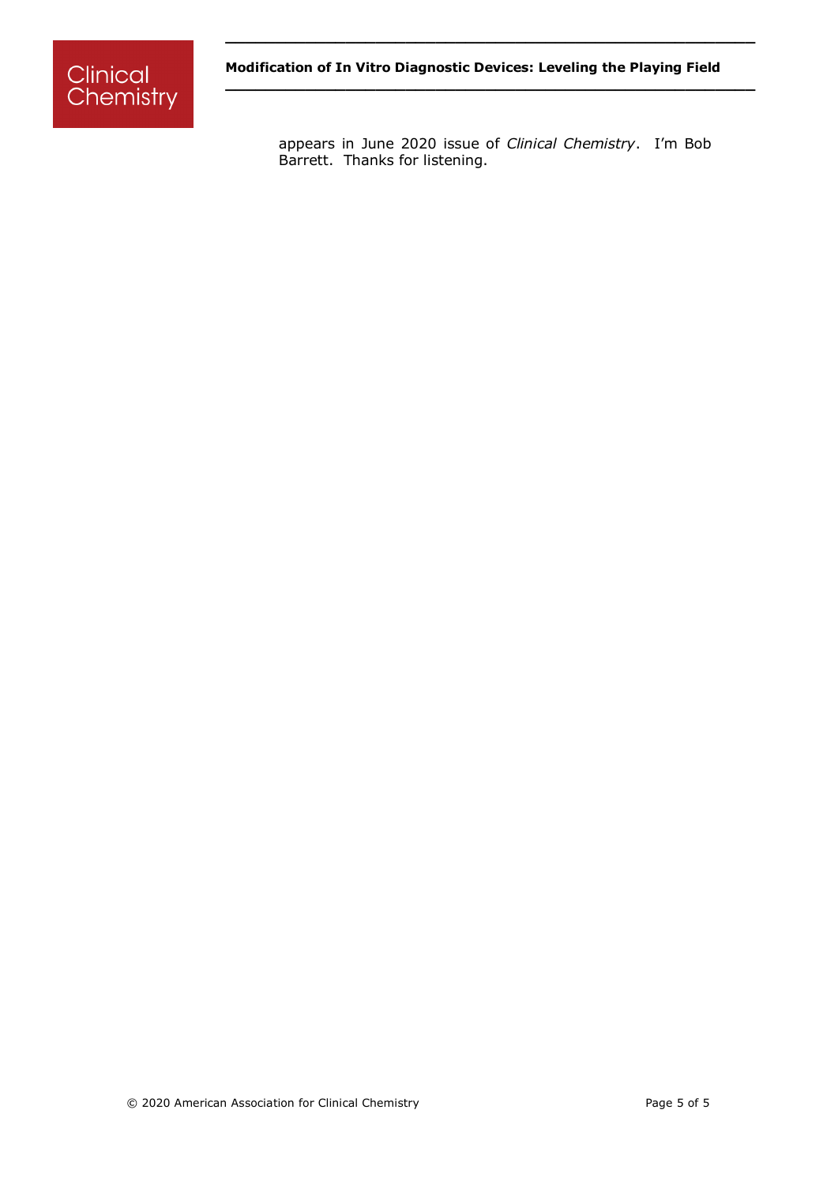appears in June 2020 issue of *Clinical Chemistry*. I'm Bob Barrett. Thanks for listening.